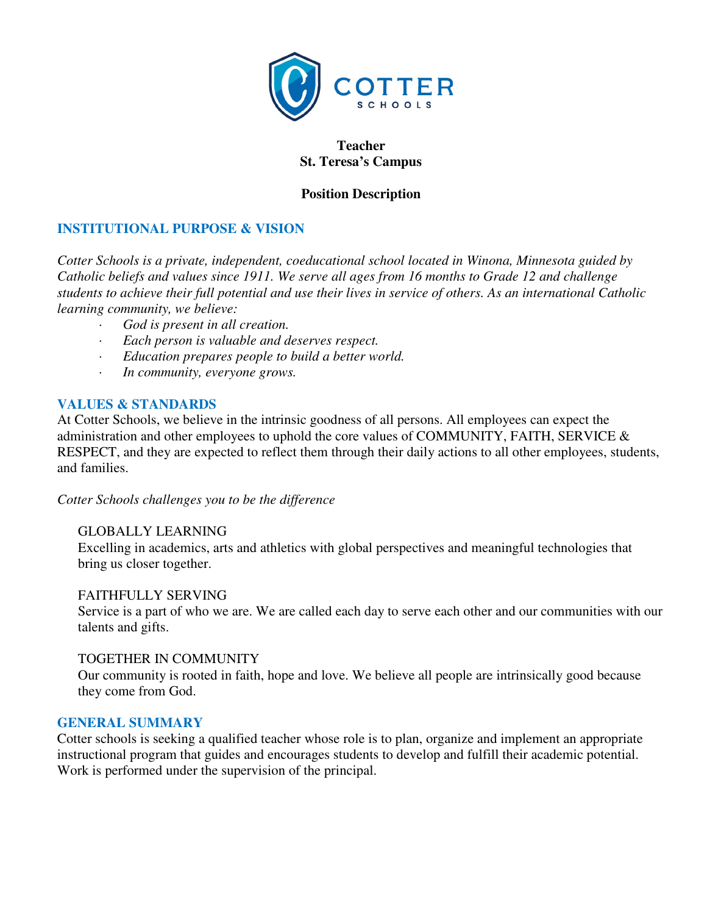**Teacher**
**St. Teresa's Campus**

**Position Description**

## INSTITUTIONAL PURPOSE & VISION

*Cotter Schools is a private, independent, coeducational school located in Winona, Minnesota guided by Catholic beliefs and values since 1911. We serve all ages from 16 months to Grade 12 and challenge students to achieve their full potential and use their lives in service of others. As an international Catholic learning community, we believe:*

- *God is present in all creation.*
- *Each person is valuable and deserves respect.*
- *Education prepares people to build a better world.*
- *In community, everyone grows.*

## VALUES & STANDARDS

At Cotter Schools, we believe in the intrinsic goodness of all persons. All employees can expect the administration and other employees to uphold the core values of COMMUNITY, FAITH, SERVICE & RESPECT, and they are expected to reflect them through their daily actions to all other employees, students, and families.

*Cotter Schools challenges you to be the difference*

GLOBALLY LEARNING
Excelling in academics, arts and athletics with global perspectives and meaningful technologies that bring us closer together.

FAITHFULLY SERVING
Service is a part of who we are. We are called each day to serve each other and our communities with our talents and gifts.

TOGETHER IN COMMUNITY
Our community is rooted in faith, hope and love. We believe all people are intrinsically good because they come from God.

## GENERAL SUMMARY

Cotter schools is seeking a qualified teacher whose role is to plan, organize and implement an appropriate instructional program that guides and encourages students to develop and fulfill their academic potential. Work is performed under the supervision of the principal.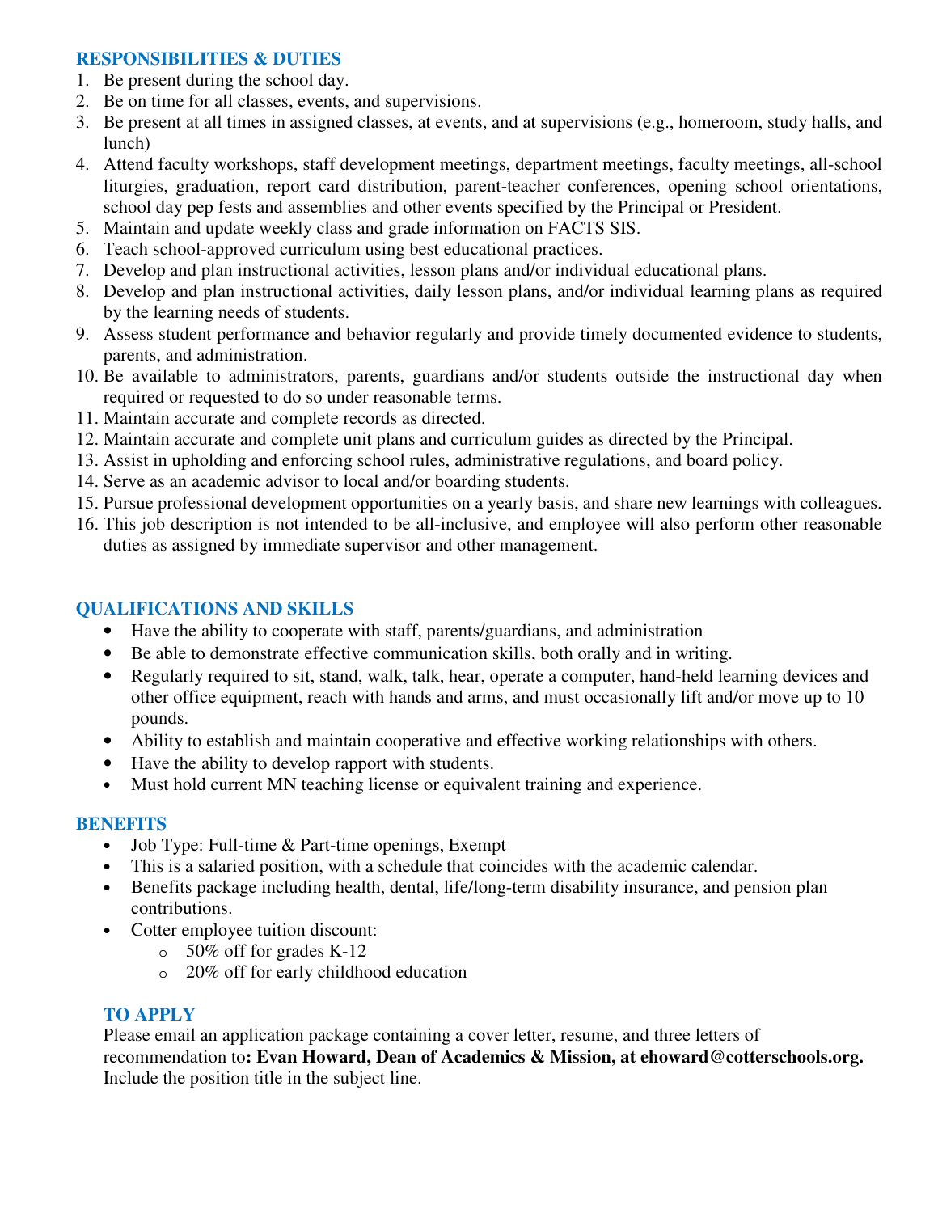## RESPONSIBILITIES & DUTIES

1. Be present during the school day.
2. Be on time for all classes, events, and supervisions.
3. Be present at all times in assigned classes, at events, and at supervisions (e.g., homeroom, study halls, and lunch)
4. Attend faculty workshops, staff development meetings, department meetings, faculty meetings, all-school liturgies, graduation, report card distribution, parent-teacher conferences, opening school orientations, school day pep fests and assemblies and other events specified by the Principal or President.
5. Maintain and update weekly class and grade information on FACTS SIS.
6. Teach school-approved curriculum using best educational practices.
7. Develop and plan instructional activities, lesson plans and/or individual educational plans.
8. Develop and plan instructional activities, daily lesson plans, and/or individual learning plans as required by the learning needs of students.
9. Assess student performance and behavior regularly and provide timely documented evidence to students, parents, and administration.
10. Be available to administrators, parents, guardians and/or students outside the instructional day when required or requested to do so under reasonable terms.
11. Maintain accurate and complete records as directed.
12. Maintain accurate and complete unit plans and curriculum guides as directed by the Principal.
13. Assist in upholding and enforcing school rules, administrative regulations, and board policy.
14. Serve as an academic advisor to local and/or boarding students.
15. Pursue professional development opportunities on a yearly basis, and share new learnings with colleagues.
16. This job description is not intended to be all-inclusive, and employee will also perform other reasonable duties as assigned by immediate supervisor and other management.

## QUALIFICATIONS AND SKILLS

- Have the ability to cooperate with staff, parents/guardians, and administration
- Be able to demonstrate effective communication skills, both orally and in writing.
- Regularly required to sit, stand, walk, talk, hear, operate a computer, hand-held learning devices and other office equipment, reach with hands and arms, and must occasionally lift and/or move up to 10 pounds.
- Ability to establish and maintain cooperative and effective working relationships with others.
- Have the ability to develop rapport with students.
- Must hold current MN teaching license or equivalent training and experience.

## BENEFITS

- Job Type: Full-time & Part-time openings, Exempt
- This is a salaried position, with a schedule that coincides with the academic calendar.
- Benefits package including health, dental, life/long-term disability insurance, and pension plan contributions.
- Cotter employee tuition discount:
  - 50% off for grades K-12
  - 20% off for early childhood education

## TO APPLY

Please email an application package containing a cover letter, resume, and three letters of recommendation to**: Evan Howard, Dean of Academics & Mission, at ehoward@cotterschools.org.** Include the position title in the subject line.